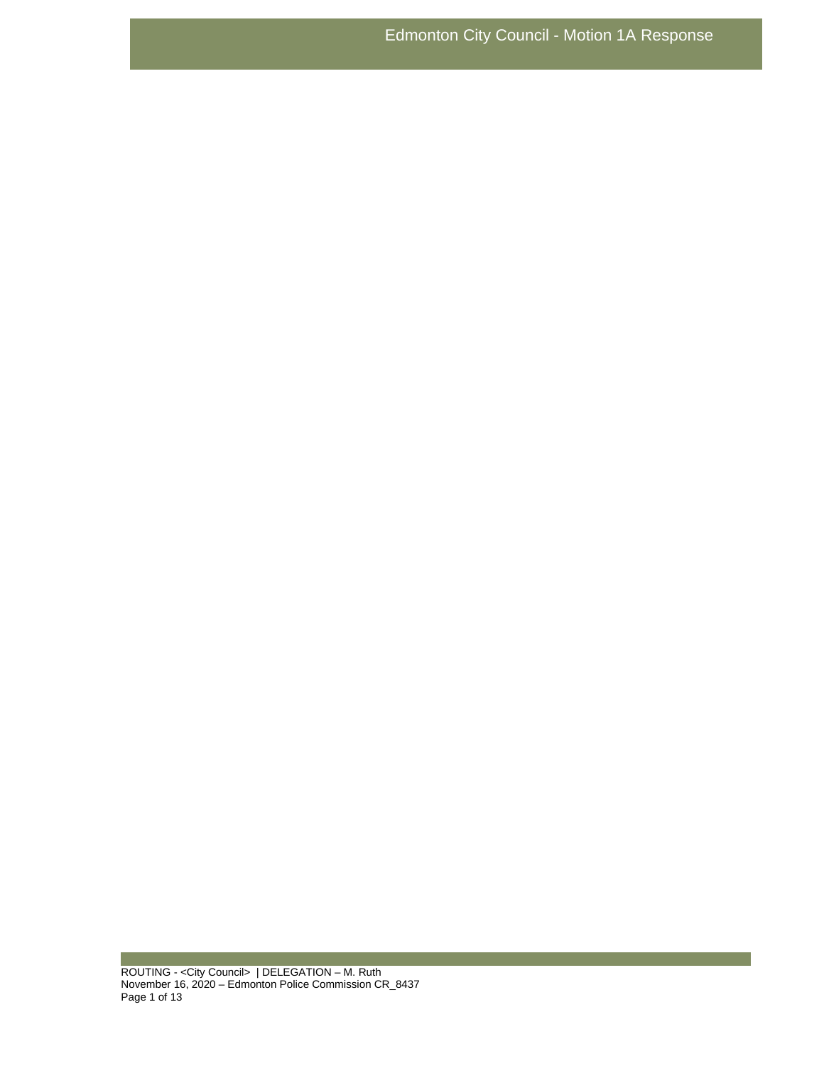# Edmonton City Council - Motion 1A Response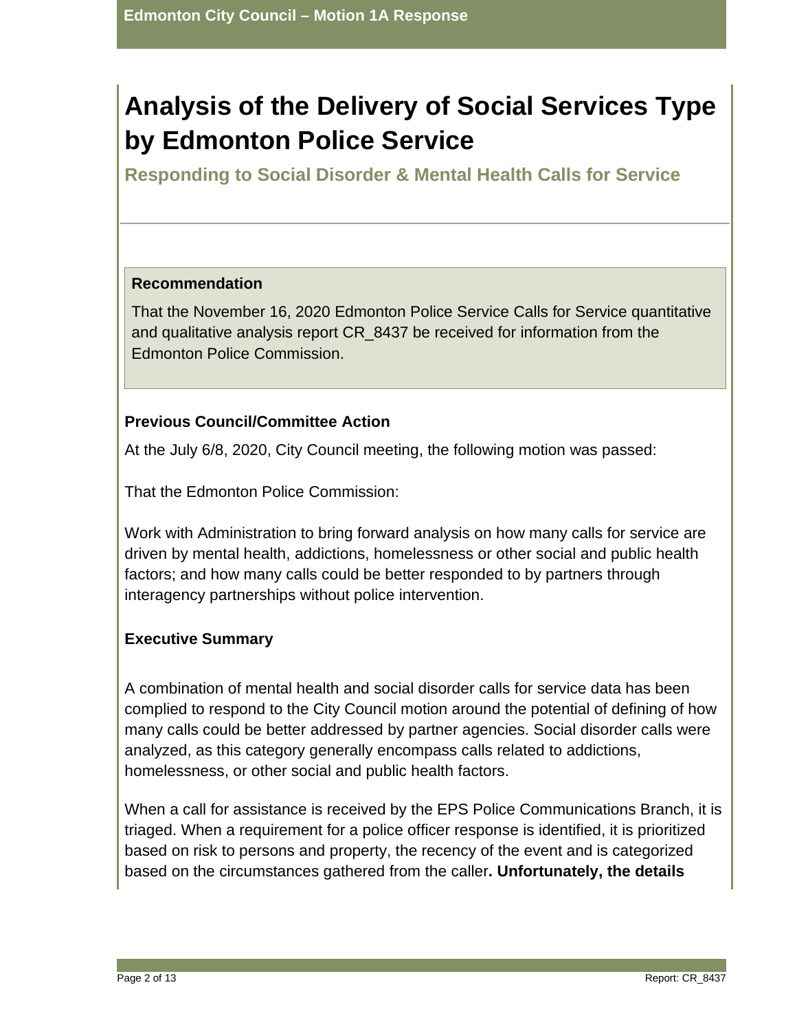# Analysis of the Delivery of Social Services Type by Edmonton Police Service

## Responding to Social Disorder & Mental Health Calls for Service

---

### Recommendation

That the November 16, 2020 Edmonton Police Service Calls for Service quantitative and qualitative analysis report CR_8437 be received for information from the Edmonton Police Commission.

### Previous Council/Committee Action

At the July 6/8, 2020, City Council meeting, the following motion was passed:

That the Edmonton Police Commission:

Work with Administration to bring forward analysis on how many calls for service are driven by mental health, addictions, homelessness or other social and public health factors; and how many calls could be better responded to by partners through interagency partnerships without police intervention.

### Executive Summary

A combination of mental health and social disorder calls for service data has been complied to respond to the City Council motion around the potential of defining of how many calls could be better addressed by partner agencies. Social disorder calls were analyzed, as this category generally encompass calls related to addictions, homelessness, or other social and public health factors.

When a call for assistance is received by the EPS Police Communications Branch, it is triaged. When a requirement for a police officer response is identified, it is prioritized based on risk to persons and property, the recency of the event and is categorized based on the circumstances gathered from the caller**. Unfortunately, the details**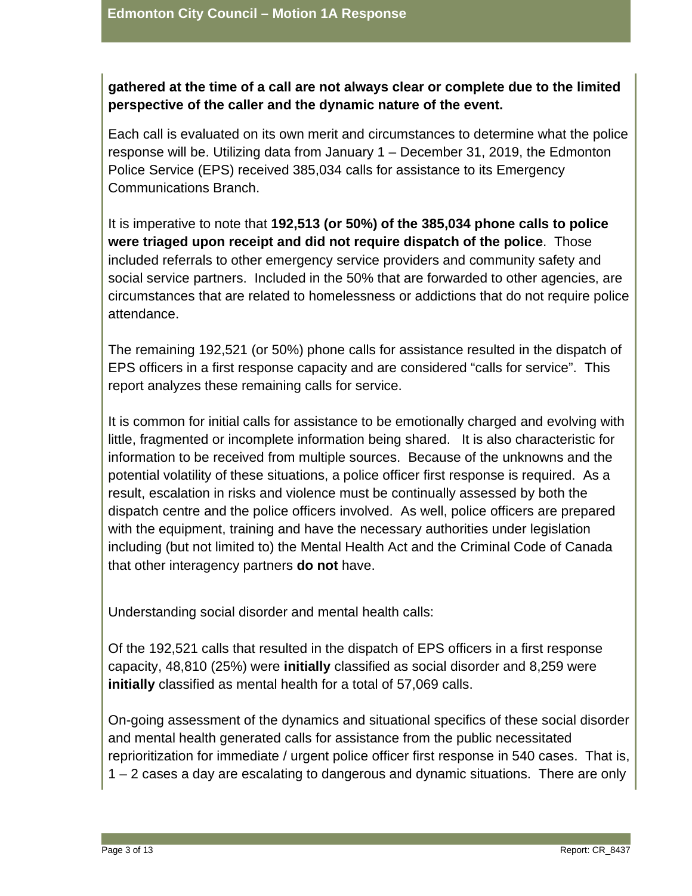**gathered at the time of a call are not always clear or complete due to the limited perspective of the caller and the dynamic nature of the event.**

Each call is evaluated on its own merit and circumstances to determine what the police response will be. Utilizing data from January 1 – December 31, 2019, the Edmonton Police Service (EPS) received 385,034 calls for assistance to its Emergency Communications Branch.

It is imperative to note that **192,513 (or 50%) of the 385,034 phone calls to police were triaged upon receipt and did not require dispatch of the police**. Those included referrals to other emergency service providers and community safety and social service partners. Included in the 50% that are forwarded to other agencies, are circumstances that are related to homelessness or addictions that do not require police attendance.

The remaining 192,521 (or 50%) phone calls for assistance resulted in the dispatch of EPS officers in a first response capacity and are considered "calls for service". This report analyzes these remaining calls for service.

It is common for initial calls for assistance to be emotionally charged and evolving with little, fragmented or incomplete information being shared. It is also characteristic for information to be received from multiple sources. Because of the unknowns and the potential volatility of these situations, a police officer first response is required. As a result, escalation in risks and violence must be continually assessed by both the dispatch centre and the police officers involved. As well, police officers are prepared with the equipment, training and have the necessary authorities under legislation including (but not limited to) the Mental Health Act and the Criminal Code of Canada that other interagency partners **do not** have.

Understanding social disorder and mental health calls:

Of the 192,521 calls that resulted in the dispatch of EPS officers in a first response capacity, 48,810 (25%) were **initially** classified as social disorder and 8,259 were **initially** classified as mental health for a total of 57,069 calls.

On-going assessment of the dynamics and situational specifics of these social disorder and mental health generated calls for assistance from the public necessitated reprioritization for immediate / urgent police officer first response in 540 cases. That is, 1 – 2 cases a day are escalating to dangerous and dynamic situations. There are only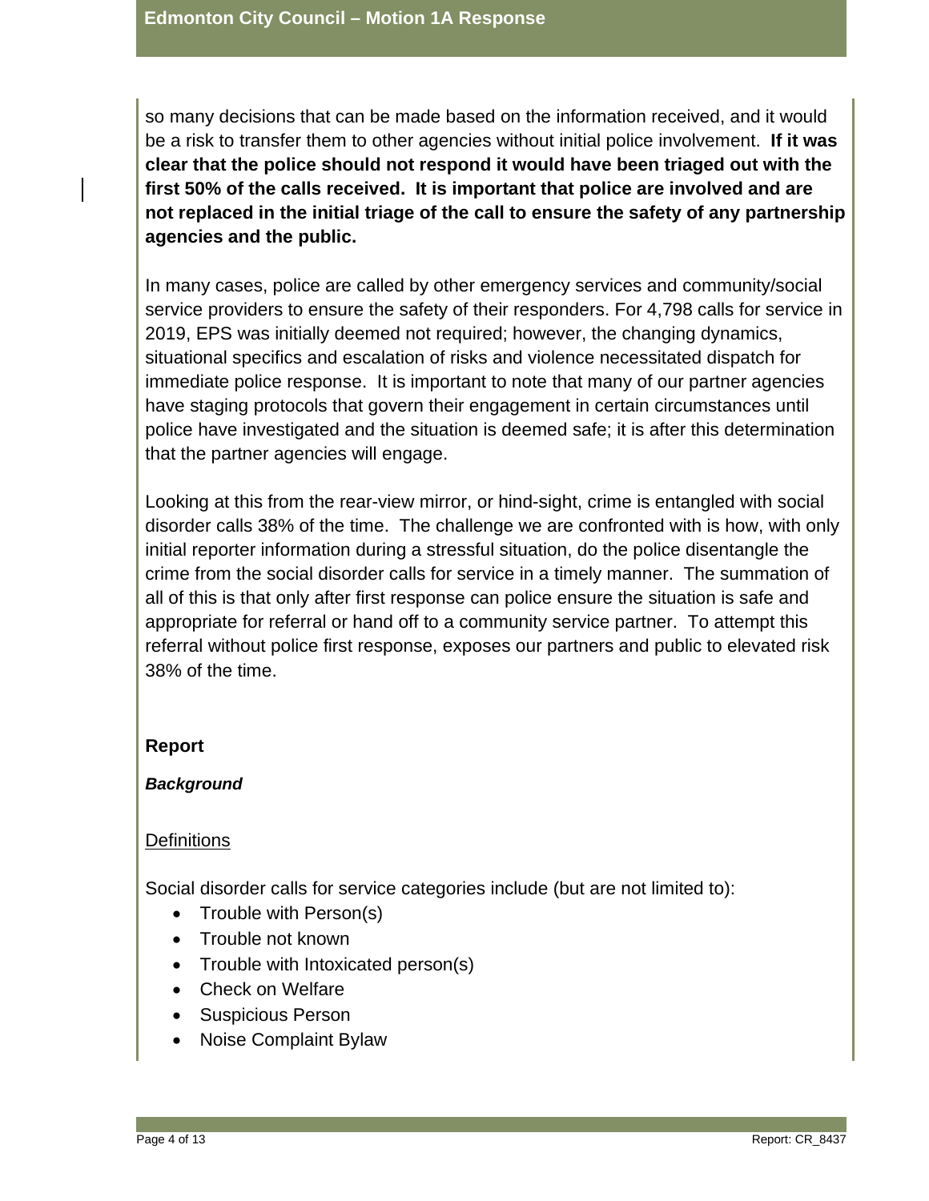so many decisions that can be made based on the information received, and it would be a risk to transfer them to other agencies without initial police involvement. **If it was clear that the police should not respond it would have been triaged out with the first 50% of the calls received. It is important that police are involved and are not replaced in the initial triage of the call to ensure the safety of any partnership agencies and the public.**

In many cases, police are called by other emergency services and community/social service providers to ensure the safety of their responders. For 4,798 calls for service in 2019, EPS was initially deemed not required; however, the changing dynamics, situational specifics and escalation of risks and violence necessitated dispatch for immediate police response. It is important to note that many of our partner agencies have staging protocols that govern their engagement in certain circumstances until police have investigated and the situation is deemed safe; it is after this determination that the partner agencies will engage.

Looking at this from the rear-view mirror, or hind-sight, crime is entangled with social disorder calls 38% of the time. The challenge we are confronted with is how, with only initial reporter information during a stressful situation, do the police disentangle the crime from the social disorder calls for service in a timely manner. The summation of all of this is that only after first response can police ensure the situation is safe and appropriate for referral or hand off to a community service partner. To attempt this referral without police first response, exposes our partners and public to elevated risk 38% of the time.

## Report

### *Background*

<u>Definitions</u>

Social disorder calls for service categories include (but are not limited to):

- Trouble with Person(s)
- Trouble not known
- Trouble with Intoxicated person(s)
- Check on Welfare
- Suspicious Person
- Noise Complaint Bylaw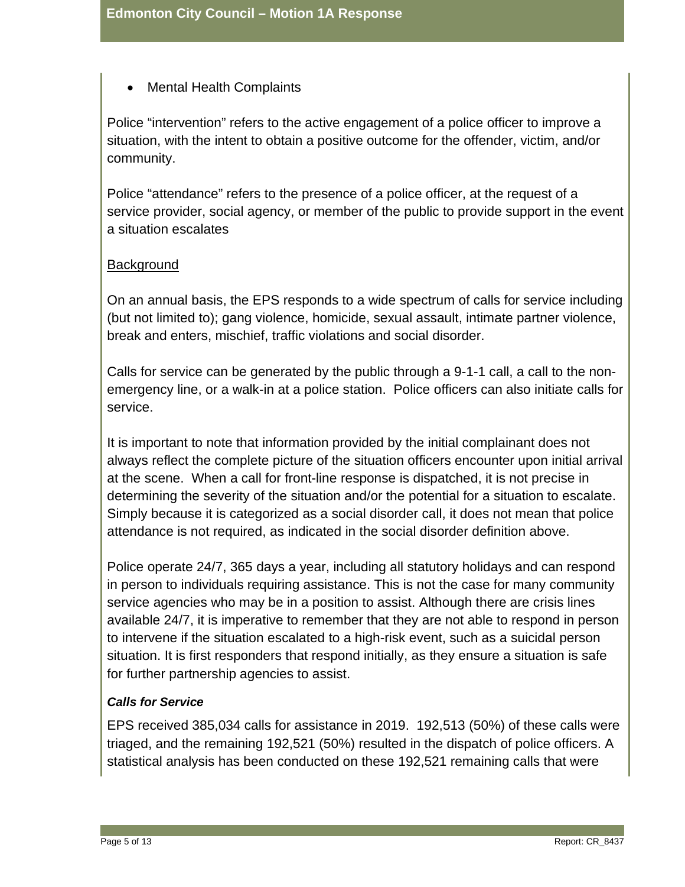- Mental Health Complaints

Police “intervention” refers to the active engagement of a police officer to improve a situation, with the intent to obtain a positive outcome for the offender, victim, and/or community.

Police “attendance” refers to the presence of a police officer, at the request of a service provider, social agency, or member of the public to provide support in the event a situation escalates

<u>Background</u>

On an annual basis, the EPS responds to a wide spectrum of calls for service including (but not limited to); gang violence, homicide, sexual assault, intimate partner violence, break and enters, mischief, traffic violations and social disorder.

Calls for service can be generated by the public through a 9-1-1 call, a call to the non-emergency line, or a walk-in at a police station. Police officers can also initiate calls for service.

It is important to note that information provided by the initial complainant does not always reflect the complete picture of the situation officers encounter upon initial arrival at the scene. When a call for front-line response is dispatched, it is not precise in determining the severity of the situation and/or the potential for a situation to escalate. Simply because it is categorized as a social disorder call, it does not mean that police attendance is not required, as indicated in the social disorder definition above.

Police operate 24/7, 365 days a year, including all statutory holidays and can respond in person to individuals requiring assistance. This is not the case for many community service agencies who may be in a position to assist. Although there are crisis lines available 24/7, it is imperative to remember that they are not able to respond in person to intervene if the situation escalated to a high-risk event, such as a suicidal person situation. It is first responders that respond initially, as they ensure a situation is safe for further partnership agencies to assist.

***Calls for Service***

EPS received 385,034 calls for assistance in 2019. 192,513 (50%) of these calls were triaged, and the remaining 192,521 (50%) resulted in the dispatch of police officers. A statistical analysis has been conducted on these 192,521 remaining calls that were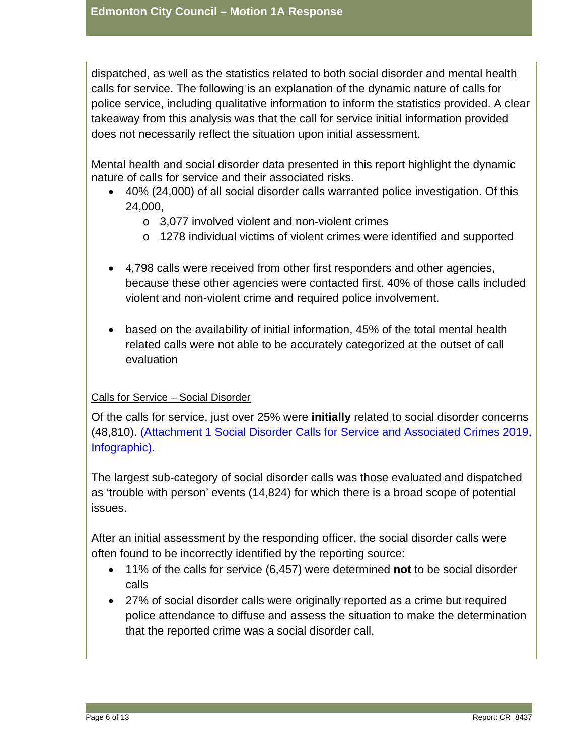dispatched, as well as the statistics related to both social disorder and mental health calls for service. The following is an explanation of the dynamic nature of calls for police service, including qualitative information to inform the statistics provided. A clear takeaway from this analysis was that the call for service initial information provided does not necessarily reflect the situation upon initial assessment.

Mental health and social disorder data presented in this report highlight the dynamic nature of calls for service and their associated risks.

- 40% (24,000) of all social disorder calls warranted police investigation. Of this 24,000,
    - 3,077 involved violent and non-violent crimes
    - 1278 individual victims of violent crimes were identified and supported

- 4,798 calls were received from other first responders and other agencies, because these other agencies were contacted first. 40% of those calls included violent and non-violent crime and required police involvement.

- based on the availability of initial information, 45% of the total mental health related calls were not able to be accurately categorized at the outset of call evaluation

<u>Calls for Service – Social Disorder</u>

Of the calls for service, just over 25% were **initially** related to social disorder concerns (48,810). (Attachment 1 Social Disorder Calls for Service and Associated Crimes 2019, Infographic).

The largest sub-category of social disorder calls was those evaluated and dispatched as 'trouble with person' events (14,824) for which there is a broad scope of potential issues.

After an initial assessment by the responding officer, the social disorder calls were often found to be incorrectly identified by the reporting source:

- 11% of the calls for service (6,457) were determined **not** to be social disorder calls
- 27% of social disorder calls were originally reported as a crime but required police attendance to diffuse and assess the situation to make the determination that the reported crime was a social disorder call.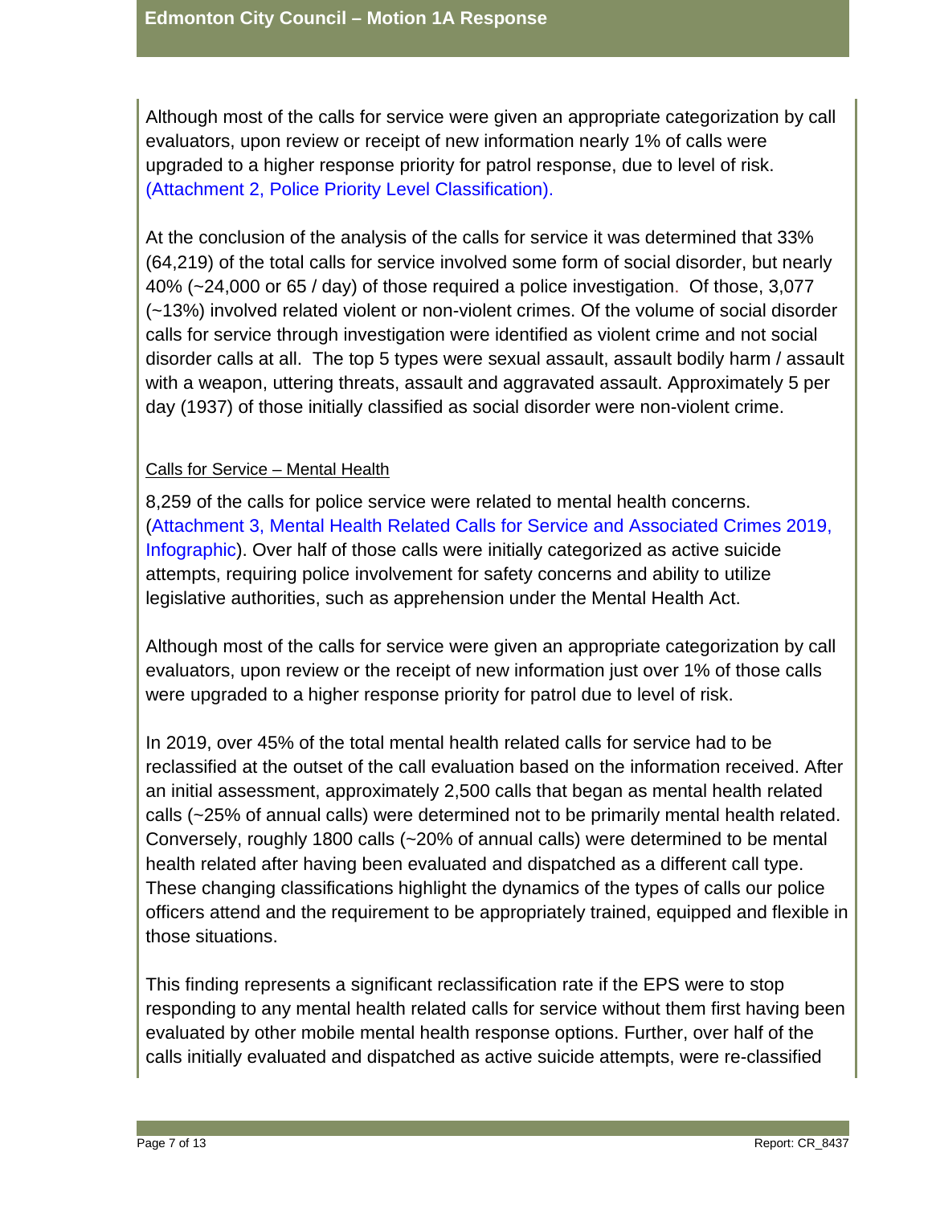Although most of the calls for service were given an appropriate categorization by call evaluators, upon review or receipt of new information nearly 1% of calls were upgraded to a higher response priority for patrol response, due to level of risk. (Attachment 2, Police Priority Level Classification).

At the conclusion of the analysis of the calls for service it was determined that 33% (64,219) of the total calls for service involved some form of social disorder, but nearly 40% (~24,000 or 65 / day) of those required a police investigation. Of those, 3,077 (~13%) involved related violent or non-violent crimes. Of the volume of social disorder calls for service through investigation were identified as violent crime and not social disorder calls at all. The top 5 types were sexual assault, assault bodily harm / assault with a weapon, uttering threats, assault and aggravated assault. Approximately 5 per day (1937) of those initially classified as social disorder were non-violent crime.

Calls for Service – Mental Health

8,259 of the calls for police service were related to mental health concerns. (Attachment 3, Mental Health Related Calls for Service and Associated Crimes 2019, Infographic). Over half of those calls were initially categorized as active suicide attempts, requiring police involvement for safety concerns and ability to utilize legislative authorities, such as apprehension under the Mental Health Act.

Although most of the calls for service were given an appropriate categorization by call evaluators, upon review or the receipt of new information just over 1% of those calls were upgraded to a higher response priority for patrol due to level of risk.

In 2019, over 45% of the total mental health related calls for service had to be reclassified at the outset of the call evaluation based on the information received. After an initial assessment, approximately 2,500 calls that began as mental health related calls (~25% of annual calls) were determined not to be primarily mental health related. Conversely, roughly 1800 calls (~20% of annual calls) were determined to be mental health related after having been evaluated and dispatched as a different call type. These changing classifications highlight the dynamics of the types of calls our police officers attend and the requirement to be appropriately trained, equipped and flexible in those situations.

This finding represents a significant reclassification rate if the EPS were to stop responding to any mental health related calls for service without them first having been evaluated by other mobile mental health response options. Further, over half of the calls initially evaluated and dispatched as active suicide attempts, were re-classified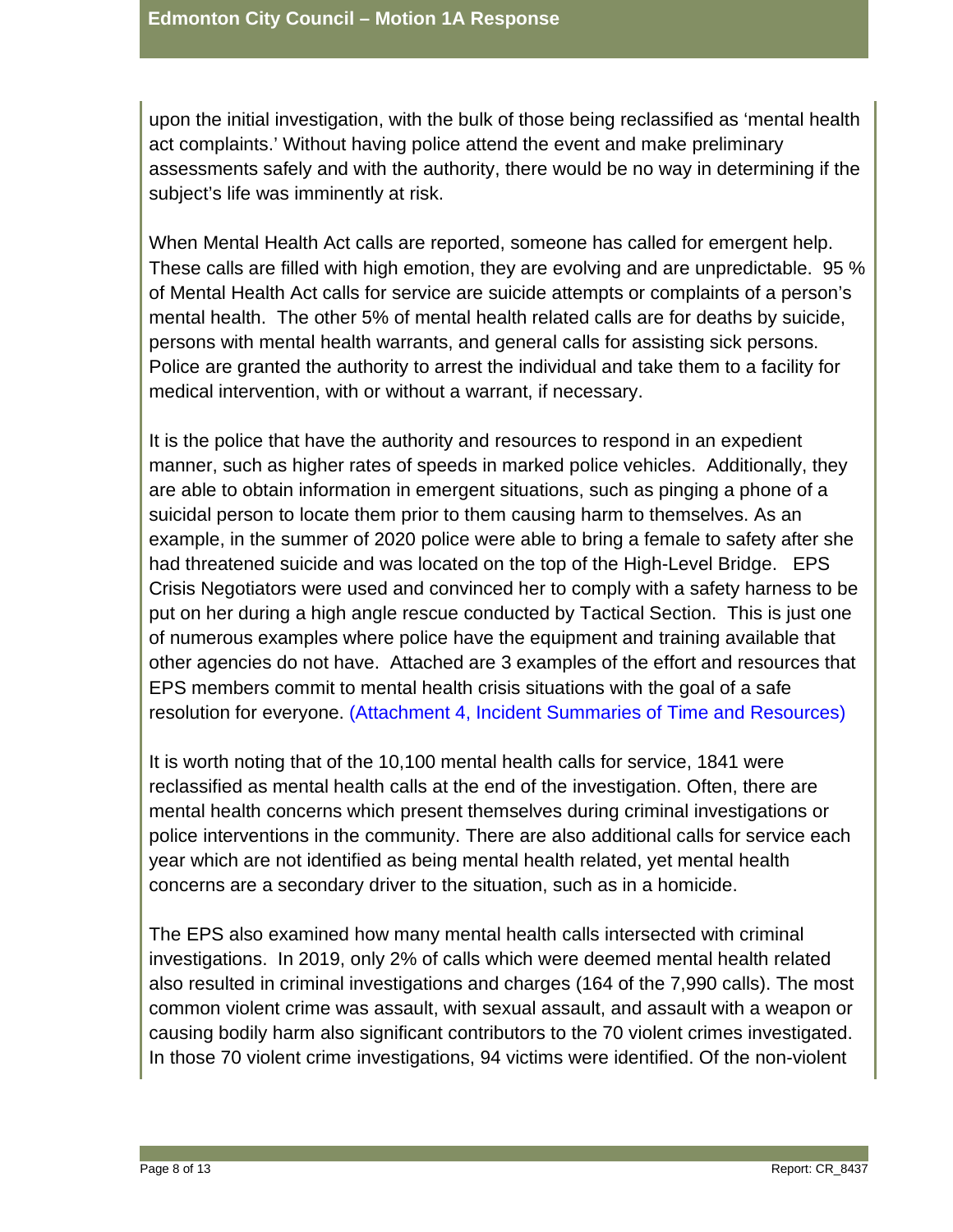upon the initial investigation, with the bulk of those being reclassified as 'mental health act complaints.' Without having police attend the event and make preliminary assessments safely and with the authority, there would be no way in determining if the subject's life was imminently at risk.

When Mental Health Act calls are reported, someone has called for emergent help. These calls are filled with high emotion, they are evolving and are unpredictable. 95 % of Mental Health Act calls for service are suicide attempts or complaints of a person's mental health. The other 5% of mental health related calls are for deaths by suicide, persons with mental health warrants, and general calls for assisting sick persons. Police are granted the authority to arrest the individual and take them to a facility for medical intervention, with or without a warrant, if necessary.

It is the police that have the authority and resources to respond in an expedient manner, such as higher rates of speeds in marked police vehicles. Additionally, they are able to obtain information in emergent situations, such as pinging a phone of a suicidal person to locate them prior to them causing harm to themselves. As an example, in the summer of 2020 police were able to bring a female to safety after she had threatened suicide and was located on the top of the High-Level Bridge. EPS Crisis Negotiators were used and convinced her to comply with a safety harness to be put on her during a high angle rescue conducted by Tactical Section. This is just one of numerous examples where police have the equipment and training available that other agencies do not have. Attached are 3 examples of the effort and resources that EPS members commit to mental health crisis situations with the goal of a safe resolution for everyone. (Attachment 4, Incident Summaries of Time and Resources)

It is worth noting that of the 10,100 mental health calls for service, 1841 were reclassified as mental health calls at the end of the investigation. Often, there are mental health concerns which present themselves during criminal investigations or police interventions in the community. There are also additional calls for service each year which are not identified as being mental health related, yet mental health concerns are a secondary driver to the situation, such as in a homicide.

The EPS also examined how many mental health calls intersected with criminal investigations. In 2019, only 2% of calls which were deemed mental health related also resulted in criminal investigations and charges (164 of the 7,990 calls). The most common violent crime was assault, with sexual assault, and assault with a weapon or causing bodily harm also significant contributors to the 70 violent crimes investigated. In those 70 violent crime investigations, 94 victims were identified. Of the non-violent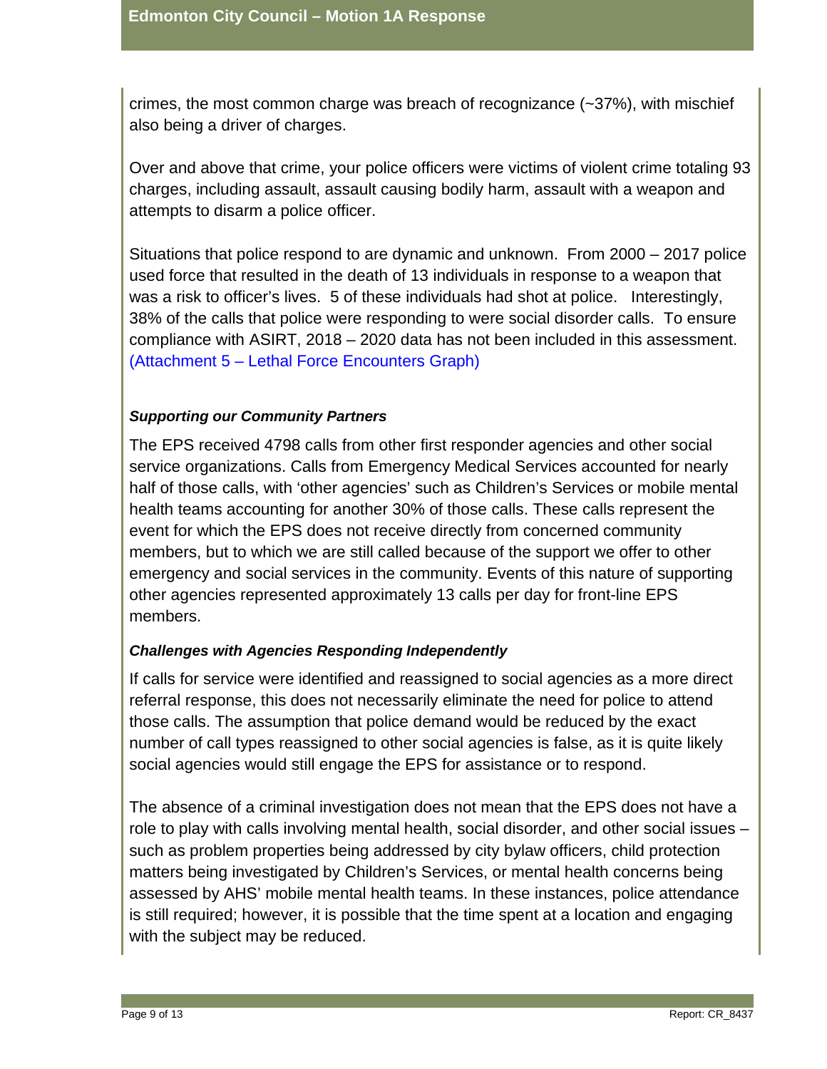crimes, the most common charge was breach of recognizance (~37%), with mischief also being a driver of charges.

Over and above that crime, your police officers were victims of violent crime totaling 93 charges, including assault, assault causing bodily harm, assault with a weapon and attempts to disarm a police officer.

Situations that police respond to are dynamic and unknown. From 2000 – 2017 police used force that resulted in the death of 13 individuals in response to a weapon that was a risk to officer's lives. 5 of these individuals had shot at police. Interestingly, 38% of the calls that police were responding to were social disorder calls. To ensure compliance with ASIRT, 2018 – 2020 data has not been included in this assessment. (Attachment 5 – Lethal Force Encounters Graph)

***Supporting our Community Partners***

The EPS received 4798 calls from other first responder agencies and other social service organizations. Calls from Emergency Medical Services accounted for nearly half of those calls, with 'other agencies' such as Children's Services or mobile mental health teams accounting for another 30% of those calls. These calls represent the event for which the EPS does not receive directly from concerned community members, but to which we are still called because of the support we offer to other emergency and social services in the community. Events of this nature of supporting other agencies represented approximately 13 calls per day for front-line EPS members.

***Challenges with Agencies Responding Independently***

If calls for service were identified and reassigned to social agencies as a more direct referral response, this does not necessarily eliminate the need for police to attend those calls. The assumption that police demand would be reduced by the exact number of call types reassigned to other social agencies is false, as it is quite likely social agencies would still engage the EPS for assistance or to respond.

The absence of a criminal investigation does not mean that the EPS does not have a role to play with calls involving mental health, social disorder, and other social issues – such as problem properties being addressed by city bylaw officers, child protection matters being investigated by Children's Services, or mental health concerns being assessed by AHS' mobile mental health teams. In these instances, police attendance is still required; however, it is possible that the time spent at a location and engaging with the subject may be reduced.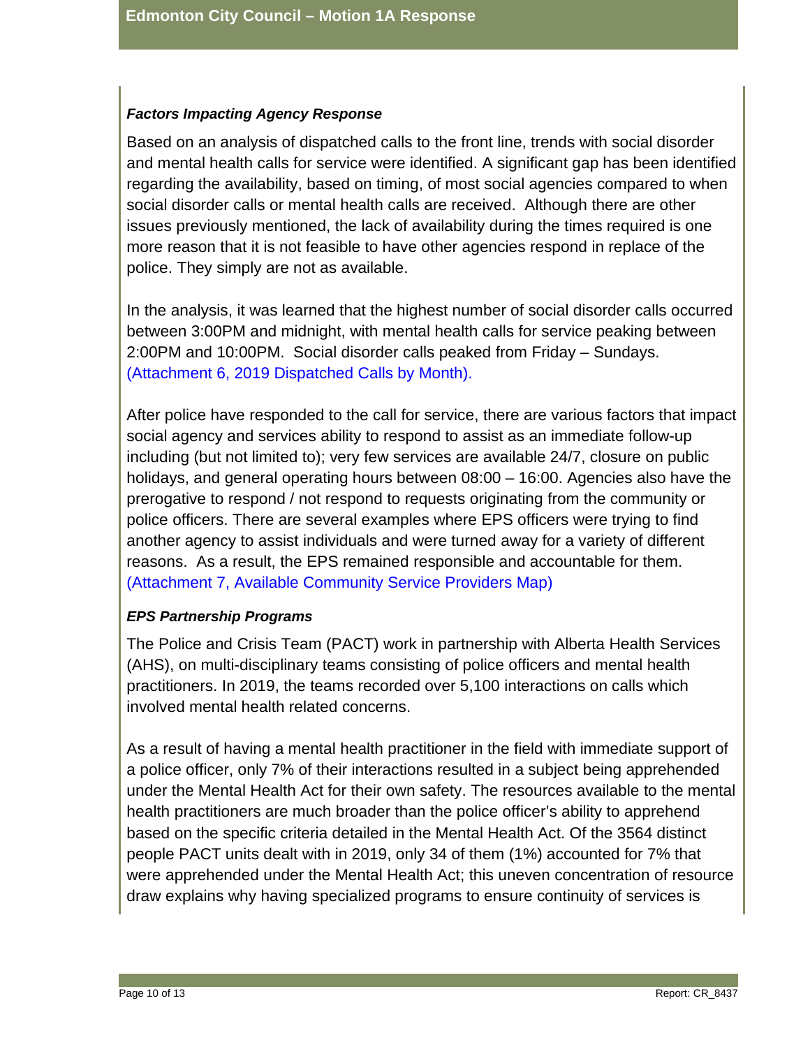### *Factors Impacting Agency Response*

Based on an analysis of dispatched calls to the front line, trends with social disorder and mental health calls for service were identified. A significant gap has been identified regarding the availability, based on timing, of most social agencies compared to when social disorder calls or mental health calls are received. Although there are other issues previously mentioned, the lack of availability during the times required is one more reason that it is not feasible to have other agencies respond in replace of the police. They simply are not as available.

In the analysis, it was learned that the highest number of social disorder calls occurred between 3:00PM and midnight, with mental health calls for service peaking between 2:00PM and 10:00PM. Social disorder calls peaked from Friday – Sundays. (Attachment 6, 2019 Dispatched Calls by Month).

After police have responded to the call for service, there are various factors that impact social agency and services ability to respond to assist as an immediate follow-up including (but not limited to); very few services are available 24/7, closure on public holidays, and general operating hours between 08:00 – 16:00. Agencies also have the prerogative to respond / not respond to requests originating from the community or police officers. There are several examples where EPS officers were trying to find another agency to assist individuals and were turned away for a variety of different reasons. As a result, the EPS remained responsible and accountable for them. (Attachment 7, Available Community Service Providers Map)

### *EPS Partnership Programs*

The Police and Crisis Team (PACT) work in partnership with Alberta Health Services (AHS), on multi-disciplinary teams consisting of police officers and mental health practitioners. In 2019, the teams recorded over 5,100 interactions on calls which involved mental health related concerns.

As a result of having a mental health practitioner in the field with immediate support of a police officer, only 7% of their interactions resulted in a subject being apprehended under the Mental Health Act for their own safety. The resources available to the mental health practitioners are much broader than the police officer's ability to apprehend based on the specific criteria detailed in the Mental Health Act. Of the 3564 distinct people PACT units dealt with in 2019, only 34 of them (1%) accounted for 7% that were apprehended under the Mental Health Act; this uneven concentration of resource draw explains why having specialized programs to ensure continuity of services is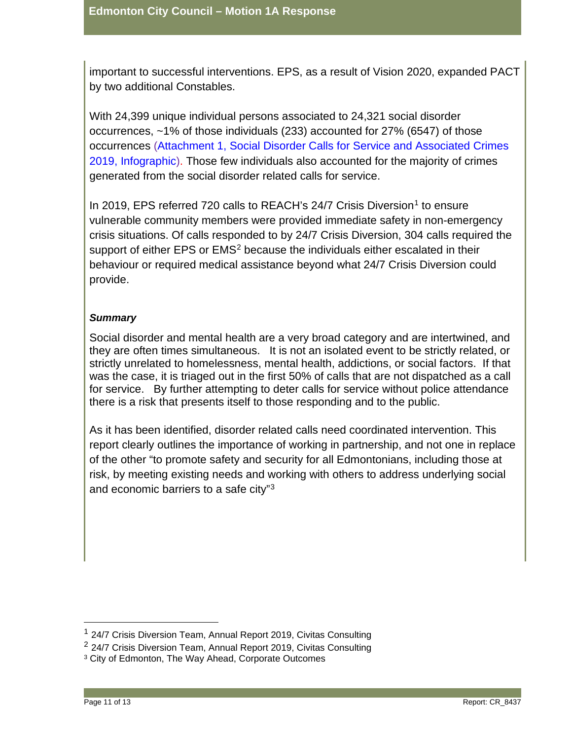important to successful interventions. EPS, as a result of Vision 2020, expanded PACT by two additional Constables.

With 24,399 unique individual persons associated to 24,321 social disorder occurrences, ~1% of those individuals (233) accounted for 27% (6547) of those occurrences (Attachment 1, Social Disorder Calls for Service and Associated Crimes 2019, Infographic). Those few individuals also accounted for the majority of crimes generated from the social disorder related calls for service.

In 2019, EPS referred 720 calls to REACH's 24/7 Crisis Diversion[1] to ensure vulnerable community members were provided immediate safety in non-emergency crisis situations. Of calls responded to by 24/7 Crisis Diversion, 304 calls required the support of either EPS or EMS[2] because the individuals either escalated in their behaviour or required medical assistance beyond what 24/7 Crisis Diversion could provide.

***Summary***

Social disorder and mental health are a very broad category and are intertwined, and they are often times simultaneous. It is not an isolated event to be strictly related, or strictly unrelated to homelessness, mental health, addictions, or social factors. If that was the case, it is triaged out in the first 50% of calls that are not dispatched as a call for service. By further attempting to deter calls for service without police attendance there is a risk that presents itself to those responding and to the public.

As it has been identified, disorder related calls need coordinated intervention. This report clearly outlines the importance of working in partnership, and not one in replace of the other "to promote safety and security for all Edmontonians, including those at risk, by meeting existing needs and working with others to address underlying social and economic barriers to a safe city"[3]

---

[1] 24/7 Crisis Diversion Team, Annual Report 2019, Civitas Consulting

[2] 24/7 Crisis Diversion Team, Annual Report 2019, Civitas Consulting

[3] City of Edmonton, The Way Ahead, Corporate Outcomes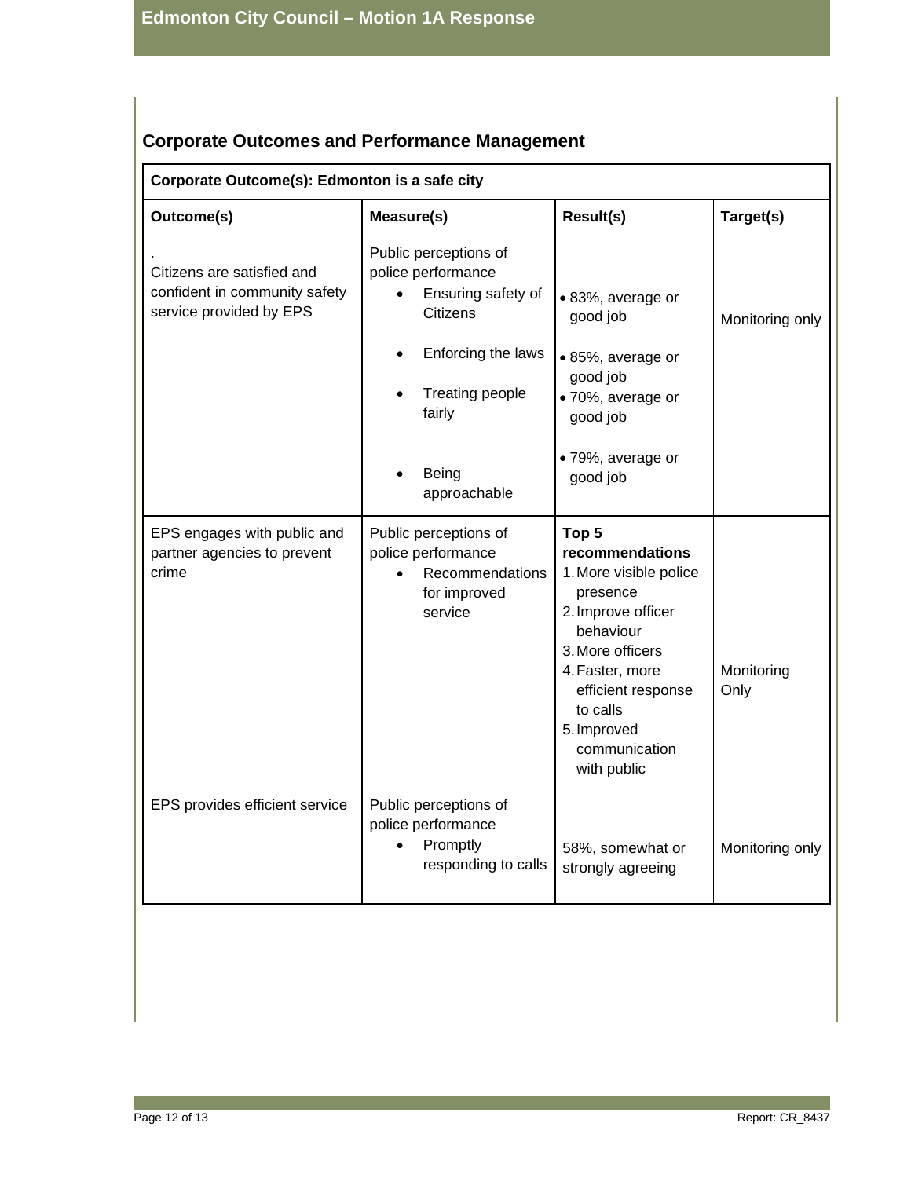## Corporate Outcomes and Performance Management

| Corporate Outcome(s): Edmonton is a safe city | | | |
|---|---|---|---|
| **Outcome(s)** | **Measure(s)** | **Result(s)** | **Target(s)** |
| . Citizens are satisfied and confident in community safety service provided by EPS | Public perceptions of police performance<br>• Ensuring safety of Citizens<br>• Enforcing the laws<br>• Treating people fairly<br>• Being approachable | • 83%, average or good job<br>• 85%, average or good job<br>• 70%, average or good job<br>• 79%, average or good job | Monitoring only |
| EPS engages with public and partner agencies to prevent crime | Public perceptions of police performance<br>• Recommendations for improved service | **Top 5 recommendations**<br>1. More visible police presence<br>2. Improve officer behaviour<br>3. More officers<br>4. Faster, more efficient response to calls<br>5. Improved communication with public | Monitoring Only |
| EPS provides efficient service | Public perceptions of police performance<br>• Promptly responding to calls | 58%, somewhat or strongly agreeing | Monitoring only |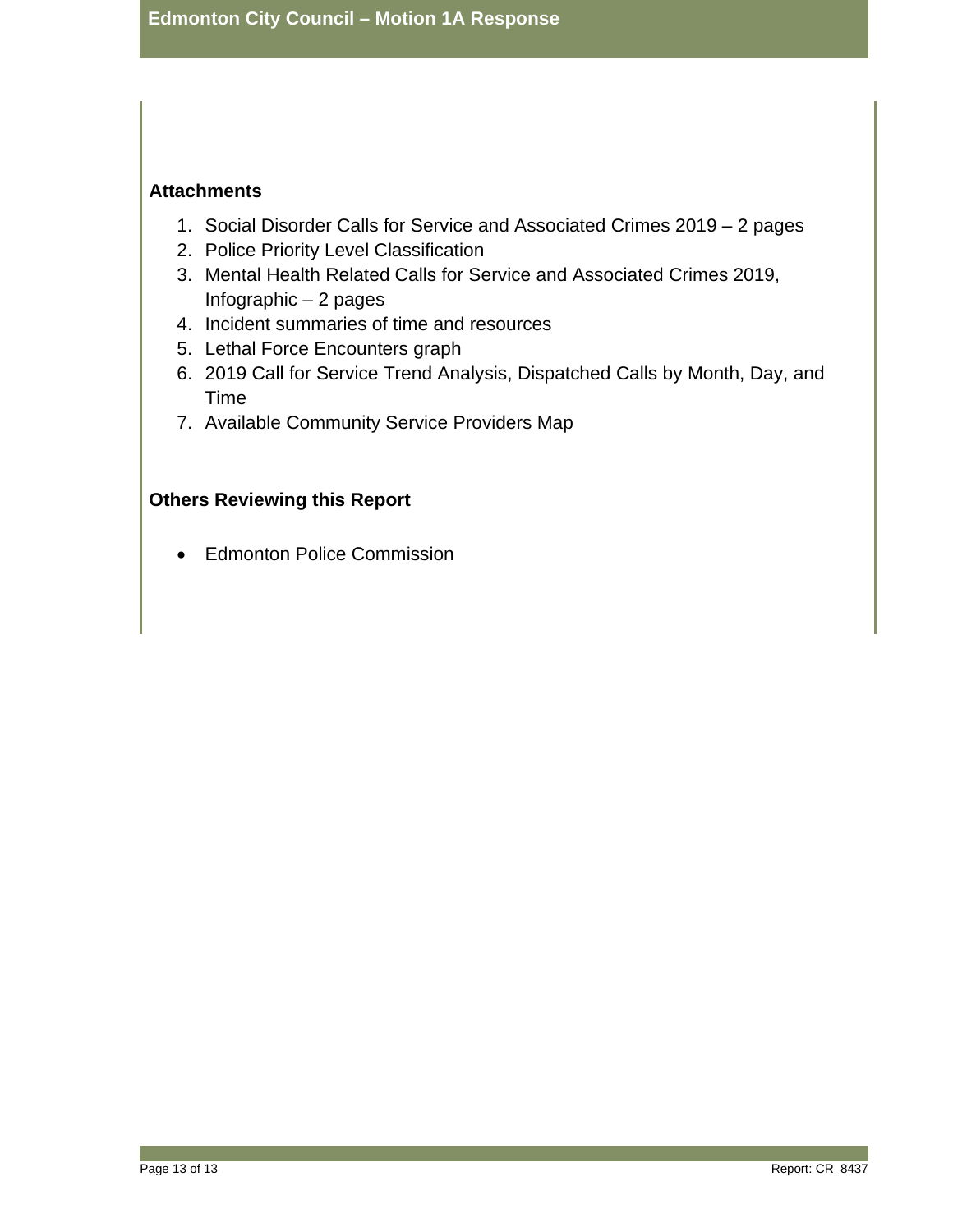## Attachments

1. Social Disorder Calls for Service and Associated Crimes 2019 – 2 pages
2. Police Priority Level Classification
3. Mental Health Related Calls for Service and Associated Crimes 2019, Infographic – 2 pages
4. Incident summaries of time and resources
5. Lethal Force Encounters graph
6. 2019 Call for Service Trend Analysis, Dispatched Calls by Month, Day, and Time
7. Available Community Service Providers Map

## Others Reviewing this Report

- Edmonton Police Commission